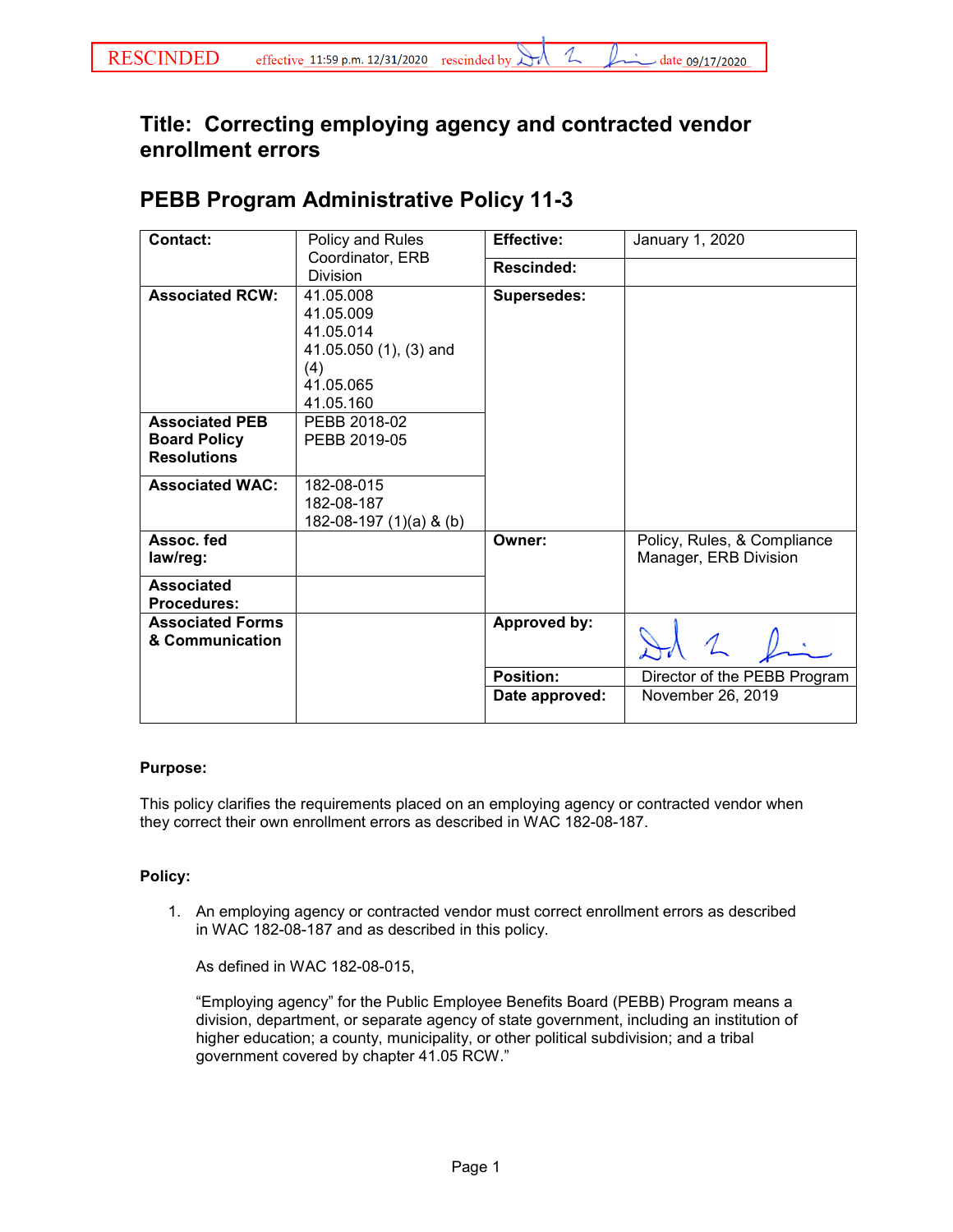RESCINDED effective 11:59 p.m. 12/31/2020 rescinded by [signature] date 09/17/2020

# Title: Correcting employing agency and contracted vendor enrollment errors

## PEBB Program Administrative Policy 11-3

| **Contact:** | Policy and Rules Coordinator, ERB Division | **Effective:** | January 1, 2020 |
|---|---|---|---|
| | | **Rescinded:** | |
| **Associated RCW:** | 41.05.008<br>41.05.009<br>41.05.014<br>41.05.050 (1), (3) and (4)<br>41.05.065<br>41.05.160 | **Supersedes:** | |
| **Associated PEB Board Policy Resolutions** | PEBB 2018-02<br>PEBB 2019-05 | | |
| **Associated WAC:** | 182-08-015<br>182-08-187<br>182-08-197 (1)(a) & (b) | | |
| **Assoc. fed law/reg:** | | **Owner:** | Policy, Rules, & Compliance Manager, ERB Division |
| **Associated Procedures:** | | | |
| **Associated Forms & Communication** | | **Approved by:** | [signature] |
| | | **Position:** | Director of the PEBB Program |
| | | **Date approved:** | November 26, 2019 |

**Purpose:**

This policy clarifies the requirements placed on an employing agency or contracted vendor when they correct their own enrollment errors as described in WAC 182-08-187.

**Policy:**

1. An employing agency or contracted vendor must correct enrollment errors as described in WAC 182-08-187 and as described in this policy.

   As defined in WAC 182-08-015,

   "Employing agency" for the Public Employee Benefits Board (PEBB) Program means a division, department, or separate agency of state government, including an institution of higher education; a county, municipality, or other political subdivision; and a tribal government covered by chapter 41.05 RCW."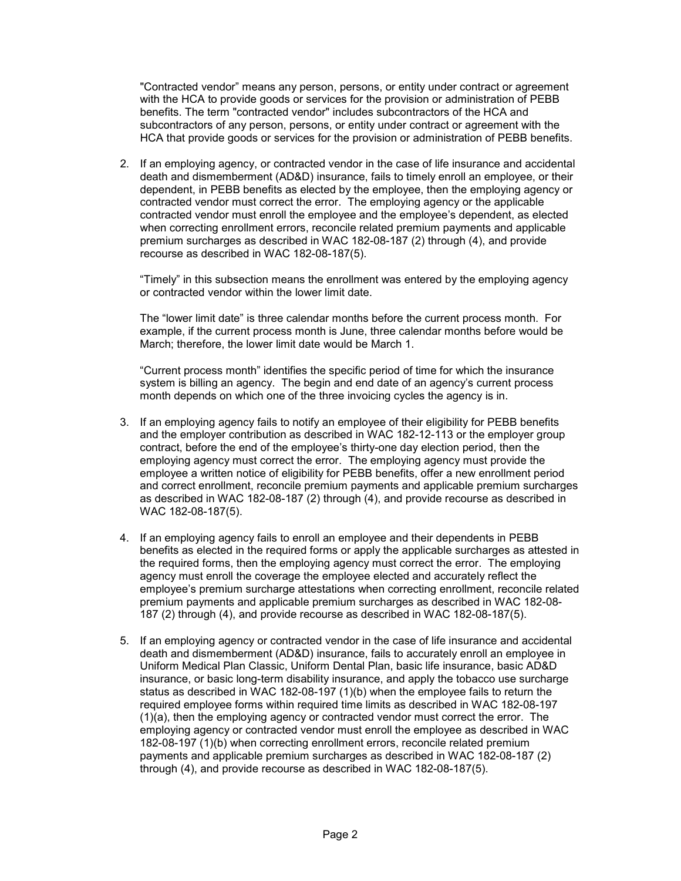"Contracted vendor" means any person, persons, or entity under contract or agreement with the HCA to provide goods or services for the provision or administration of PEBB benefits. The term "contracted vendor" includes subcontractors of the HCA and subcontractors of any person, persons, or entity under contract or agreement with the HCA that provide goods or services for the provision or administration of PEBB benefits.

2. If an employing agency, or contracted vendor in the case of life insurance and accidental death and dismemberment (AD&D) insurance, fails to timely enroll an employee, or their dependent, in PEBB benefits as elected by the employee, then the employing agency or contracted vendor must correct the error. The employing agency or the applicable contracted vendor must enroll the employee and the employee's dependent, as elected when correcting enrollment errors, reconcile related premium payments and applicable premium surcharges as described in WAC 182-08-187 (2) through (4), and provide recourse as described in WAC 182-08-187(5).

   "Timely" in this subsection means the enrollment was entered by the employing agency or contracted vendor within the lower limit date.

   The "lower limit date" is three calendar months before the current process month. For example, if the current process month is June, three calendar months before would be March; therefore, the lower limit date would be March 1.

   "Current process month" identifies the specific period of time for which the insurance system is billing an agency. The begin and end date of an agency's current process month depends on which one of the three invoicing cycles the agency is in.

3. If an employing agency fails to notify an employee of their eligibility for PEBB benefits and the employer contribution as described in WAC 182-12-113 or the employer group contract, before the end of the employee's thirty-one day election period, then the employing agency must correct the error. The employing agency must provide the employee a written notice of eligibility for PEBB benefits, offer a new enrollment period and correct enrollment, reconcile premium payments and applicable premium surcharges as described in WAC 182-08-187 (2) through (4), and provide recourse as described in WAC 182-08-187(5).

4. If an employing agency fails to enroll an employee and their dependents in PEBB benefits as elected in the required forms or apply the applicable surcharges as attested in the required forms, then the employing agency must correct the error. The employing agency must enroll the coverage the employee elected and accurately reflect the employee's premium surcharge attestations when correcting enrollment, reconcile related premium payments and applicable premium surcharges as described in WAC 182-08-187 (2) through (4), and provide recourse as described in WAC 182-08-187(5).

5. If an employing agency or contracted vendor in the case of life insurance and accidental death and dismemberment (AD&D) insurance, fails to accurately enroll an employee in Uniform Medical Plan Classic, Uniform Dental Plan, basic life insurance, basic AD&D insurance, or basic long-term disability insurance, and apply the tobacco use surcharge status as described in WAC 182-08-197 (1)(b) when the employee fails to return the required employee forms within required time limits as described in WAC 182-08-197 (1)(a), then the employing agency or contracted vendor must correct the error. The employing agency or contracted vendor must enroll the employee as described in WAC 182-08-197 (1)(b) when correcting enrollment errors, reconcile related premium payments and applicable premium surcharges as described in WAC 182-08-187 (2) through (4), and provide recourse as described in WAC 182-08-187(5).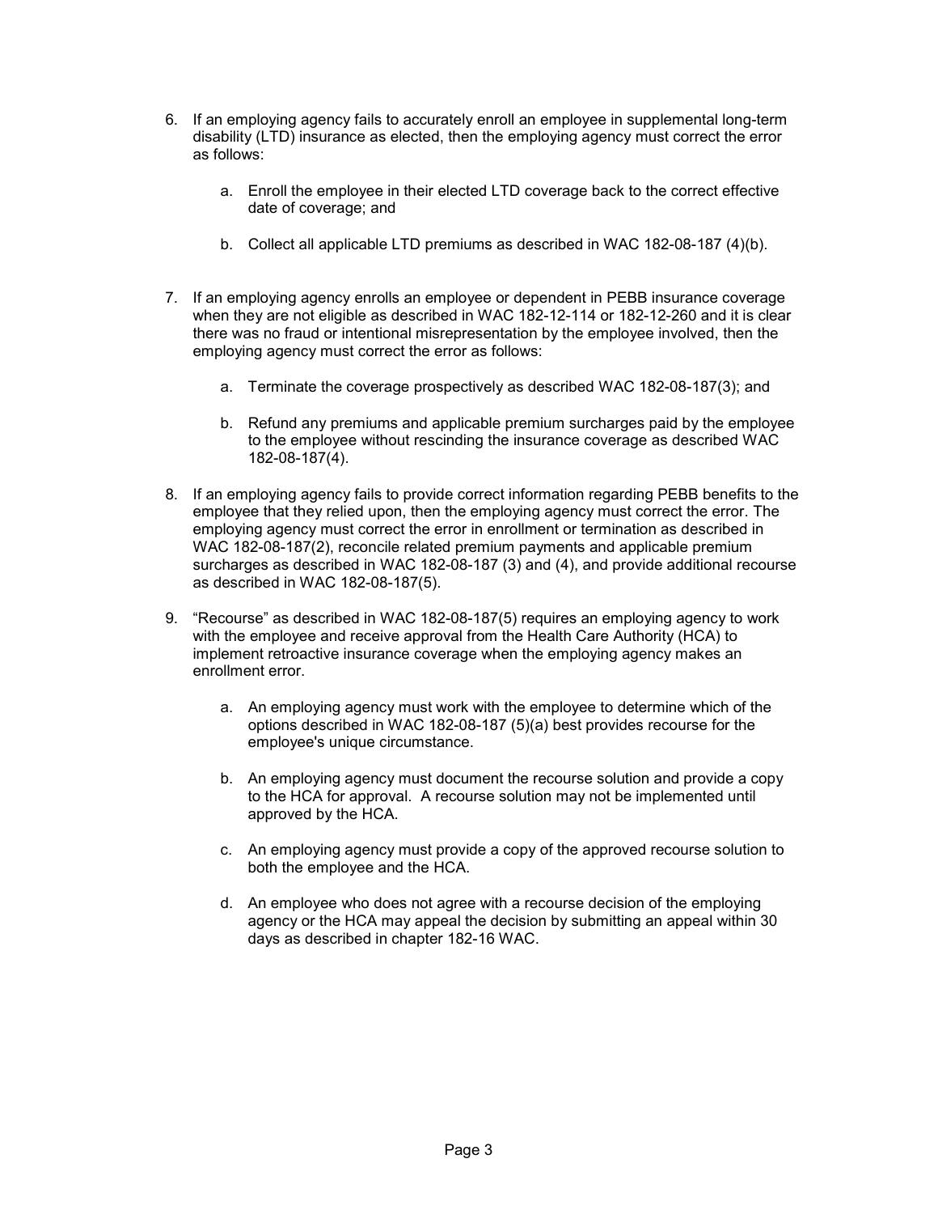6. If an employing agency fails to accurately enroll an employee in supplemental long-term disability (LTD) insurance as elected, then the employing agency must correct the error as follows:

   a. Enroll the employee in their elected LTD coverage back to the correct effective date of coverage; and

   b. Collect all applicable LTD premiums as described in WAC 182-08-187 (4)(b).

7. If an employing agency enrolls an employee or dependent in PEBB insurance coverage when they are not eligible as described in WAC 182-12-114 or 182-12-260 and it is clear there was no fraud or intentional misrepresentation by the employee involved, then the employing agency must correct the error as follows:

   a. Terminate the coverage prospectively as described WAC 182-08-187(3); and

   b. Refund any premiums and applicable premium surcharges paid by the employee to the employee without rescinding the insurance coverage as described WAC 182-08-187(4).

8. If an employing agency fails to provide correct information regarding PEBB benefits to the employee that they relied upon, then the employing agency must correct the error. The employing agency must correct the error in enrollment or termination as described in WAC 182-08-187(2), reconcile related premium payments and applicable premium surcharges as described in WAC 182-08-187 (3) and (4), and provide additional recourse as described in WAC 182-08-187(5).

9. "Recourse" as described in WAC 182-08-187(5) requires an employing agency to work with the employee and receive approval from the Health Care Authority (HCA) to implement retroactive insurance coverage when the employing agency makes an enrollment error.

   a. An employing agency must work with the employee to determine which of the options described in WAC 182-08-187 (5)(a) best provides recourse for the employee's unique circumstance.

   b. An employing agency must document the recourse solution and provide a copy to the HCA for approval. A recourse solution may not be implemented until approved by the HCA.

   c. An employing agency must provide a copy of the approved recourse solution to both the employee and the HCA.

   d. An employee who does not agree with a recourse decision of the employing agency or the HCA may appeal the decision by submitting an appeal within 30 days as described in chapter 182-16 WAC.